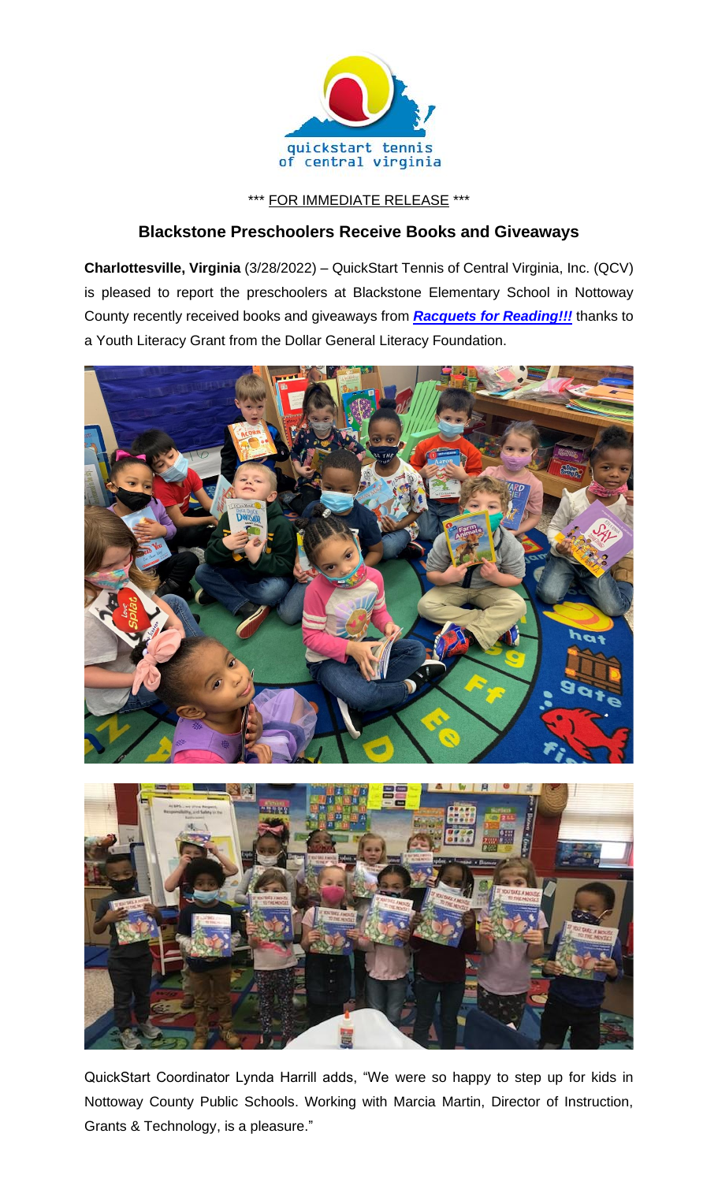quickstart tennis of central virginia

\*\*\* FOR IMMEDIATE RELEASE \*\*\*

## Blackstone Preschoolers Receive Books and Giveaways

**Charlottesville, Virginia** (3/28/2022) – QuickStart Tennis of Central Virginia, Inc. (QCV) is pleased to report the preschoolers at Blackstone Elementary School in Nottoway County recently received books and giveaways from ***Racquets for Reading!!!*** thanks to a Youth Literacy Grant from the Dollar General Literacy Foundation.

QuickStart Coordinator Lynda Harrill adds, "We were so happy to step up for kids in Nottoway County Public Schools. Working with Marcia Martin, Director of Instruction, Grants & Technology, is a pleasure."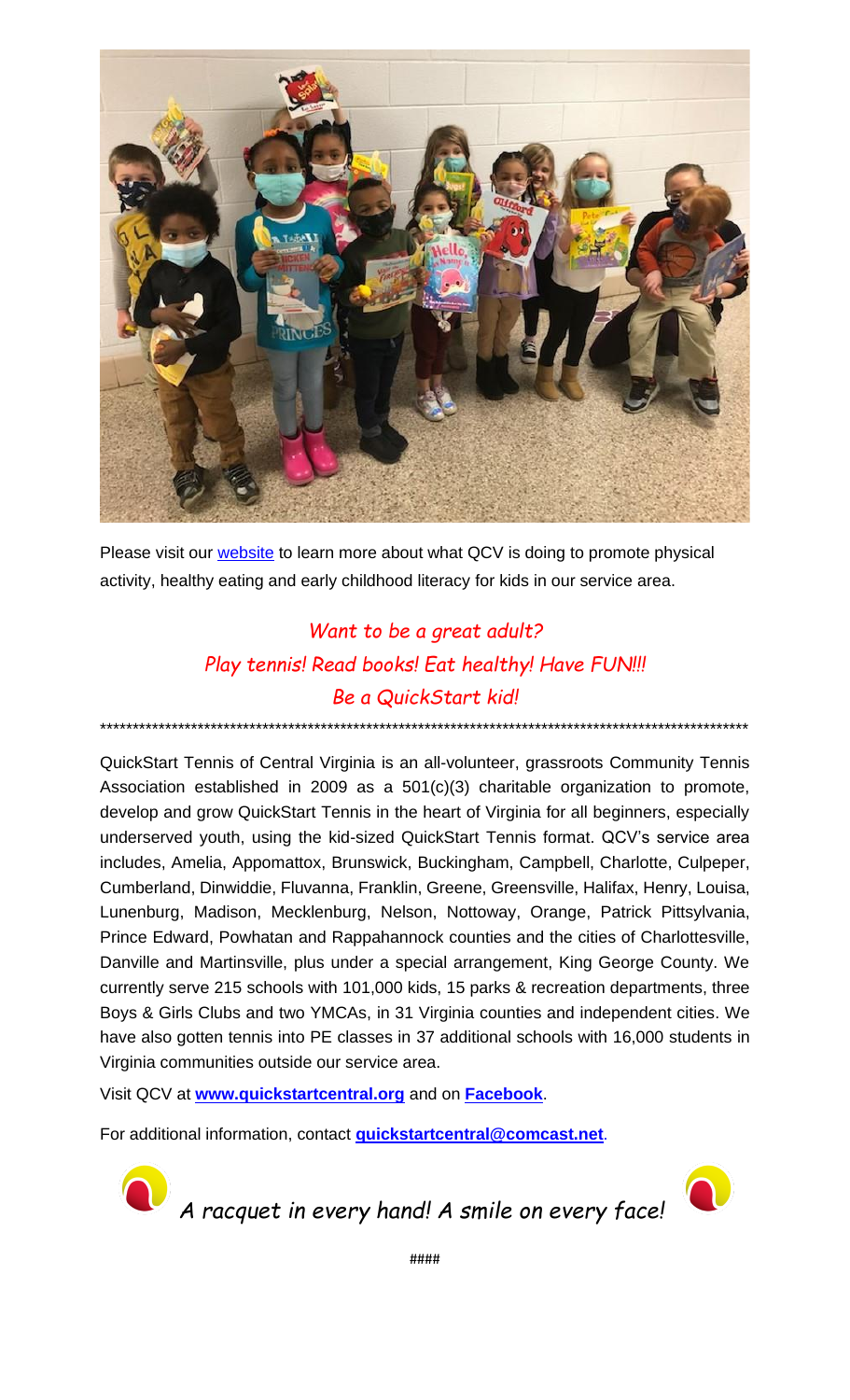Please visit our website to learn more about what QCV is doing to promote physical activity, healthy eating and early childhood literacy for kids in our service area.

*Want to be a great adult?*
*Play tennis! Read books! Eat healthy! Have FUN!!!*
*Be a QuickStart kid!*

****************************************************************************************************

QuickStart Tennis of Central Virginia is an all-volunteer, grassroots Community Tennis Association established in 2009 as a 501(c)(3) charitable organization to promote, develop and grow QuickStart Tennis in the heart of Virginia for all beginners, especially underserved youth, using the kid-sized QuickStart Tennis format. QCV's service area includes, Amelia, Appomattox, Brunswick, Buckingham, Campbell, Charlotte, Culpeper, Cumberland, Dinwiddie, Fluvanna, Franklin, Greene, Greensville, Halifax, Henry, Louisa, Lunenburg, Madison, Mecklenburg, Nelson, Nottoway, Orange, Patrick Pittsylvania, Prince Edward, Powhatan and Rappahannock counties and the cities of Charlottesville, Danville and Martinsville, plus under a special arrangement, King George County. We currently serve 215 schools with 101,000 kids, 15 parks & recreation departments, three Boys & Girls Clubs and two YMCAs, in 31 Virginia counties and independent cities. We have also gotten tennis into PE classes in 37 additional schools with 16,000 students in Virginia communities outside our service area.

Visit QCV at **www.quickstartcentral.org** and on **Facebook**.

For additional information, contact **quickstartcentral@comcast.net**.

*A racquet in every hand! A smile on every face!*

####